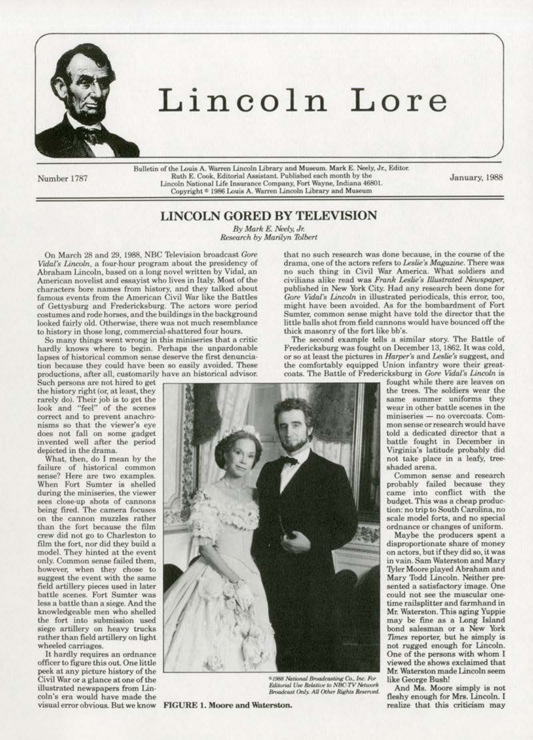# Lincoln Lore

Number 1787

Bulletin of the Louis A. Warren Lincoln Library and Museum. Mark E. Neely, Jr., Editor. Ruth E. Cook, Editorial Assistant. Published each month by the Lincoln National Life Insurance Company, Fort Wayne, Indiana 46801. Copyright © 1986 Louis A. Warren Lincoln Library and Museum

January, 1988

## LINCOLN GORED BY TELEVISION

*By Mark E. Neely, Jr.*
*Research by Marilyn Tolbert*

On March 28 and 29, 1988, NBC Television broadcast *Gore Vidal's Lincoln*, a four-hour program about the presidency of Abraham Lincoln, based on a long novel written by Vidal, an American novelist and essayist who lives in Italy. Most of the characters bore names from history, and they talked about famous events from the American Civil War like the Battles of Gettysburg and Fredericksburg. The actors wore period costumes and rode horses, and the buildings in the background looked fairly old. Otherwise, there was not much resemblance to history in those long, commercial-shattered four hours.

So many things went wrong in this miniseries that a critic hardly knows where to begin. Perhaps the unpardonable lapses of historical common sense deserve the first denunciation because they could have been so easily avoided. These productions, after all, customarily have an historical advisor. Such persons are not hired to get the history right (or, at least, they rarely do). Their job is to get the look and "feel" of the scenes correct and to prevent anachronisms so that the viewer's eye does not fall on some gadget invented well after the period depicted in the drama.

What, then, do I mean by the failure of historical common sense? Here are two examples. When Fort Sumter is shelled during the miniseries, the viewer sees close-up shots of cannons being fired. The camera focuses on the cannon muzzles rather than the fort because the film crew did not go to Charleston to film the fort, nor did they build a model. They hinted at the event only. Common sense failed them, however, when they chose to suggest the event with the same field artillery pieces used in later battle scenes. Fort Sumter was less a battle than a siege. And the knowledgeable men who shelled the fort into submission used siege artillery on heavy trucks rather than field artillery on light wheeled carriages.

It hardly requires an ordnance officer to figure this out. One little peek at any picture history of the Civil War or a glance at one of the illustrated newspapers from Lincoln's era would have made the visual error obvious. But we know that no such research was done because, in the course of the drama, one of the actors refers to *Leslie's Magazine*. There was no such thing in Civil War America. What soldiers and civilians alike read was *Frank Leslie's Illustrated Newspaper*, published in New York City. Had any research been done for *Gore Vidal's Lincoln* in illustrated periodicals, this error, too, might have been avoided. As for the bombardment of Fort Sumter, common sense might have told the director that the little balls shot from field cannons would have bounced off the thick masonry of the fort like bb's.

The second example tells a similar story. The Battle of Fredericksburg was fought on December 13, 1862. It was cold, or so at least the pictures in *Harper's* and *Leslie's* suggest, and the comfortably equipped Union infantry wore their greatcoats. The Battle of Fredericksburg in *Gore Vidal's Lincoln* is fought while there are leaves on the trees. The soldiers wear the same summer uniforms they wear in other battle scenes in the miniseries — no overcoats. Common sense or research would have told a dedicated director that a battle fought in December in Virginia's latitude probably did not take place in a leafy, tree-shaded arena.

©1988 National Broadcasting Co., Inc. For Editorial Use Relative to NBC-TV Network Broadcast Only. All Other Rights Reserved.

**FIGURE 1. Moore and Waterston.**

Common sense and research probably failed because they came into conflict with the budget. This was a cheap production: no trip to South Carolina, no scale model forts, and no special ordnance or changes of uniform.

Maybe the producers spent a disproportionate share of money on actors, but if they did so, it was in vain. Sam Waterston and Mary Tyler Moore played Abraham and Mary Todd Lincoln. Neither presented a satisfactory image. One could not see the muscular one-time railsplitter and farmhand in Mr. Waterston. This aging Yuppie may be fine as a Long Island bond salesman or a New York *Times* reporter, but he simply is not rugged enough for Lincoln. One of the persons with whom I viewed the shows exclaimed that Mr. Waterston made Lincoln seem like George Bush!

And Ms. Moore simply is not fleshy enough for Mrs. Lincoln. I realize that this criticism may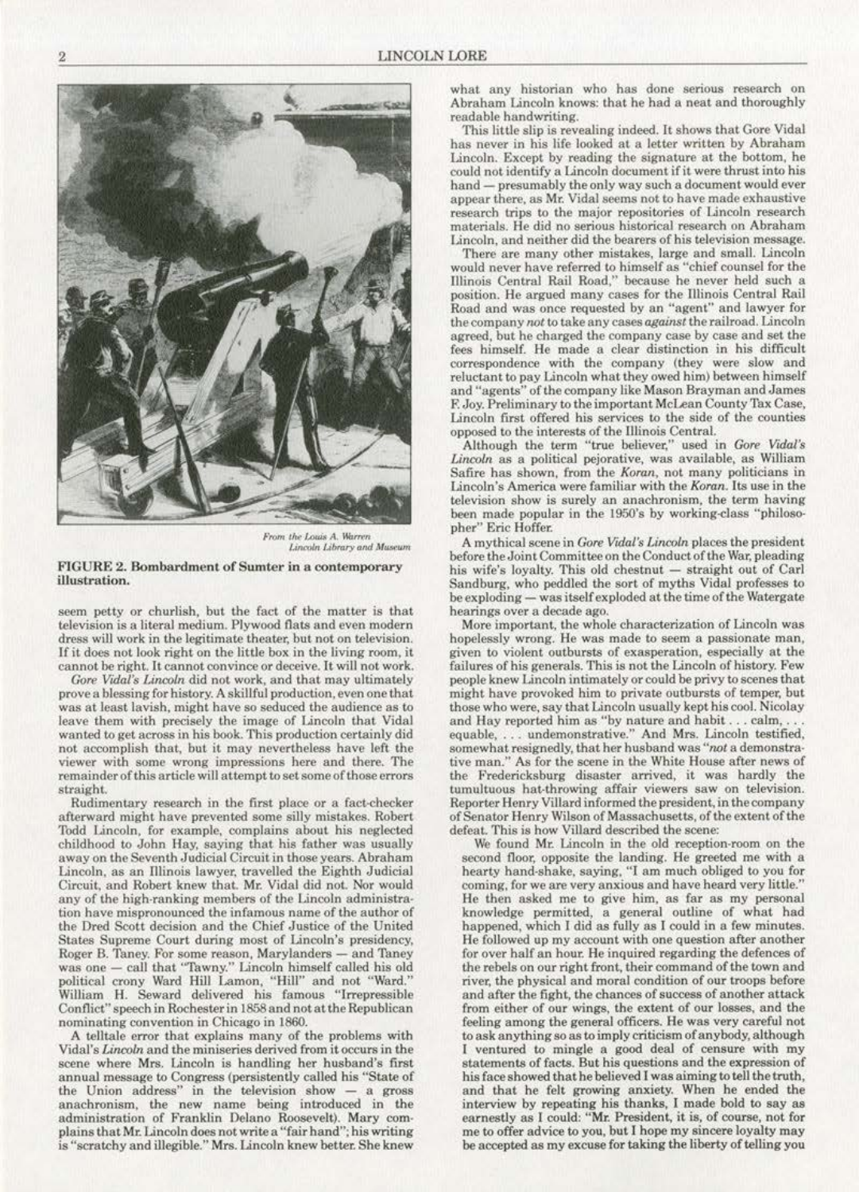From the Louis A. Warren Lincoln Library and Museum

**FIGURE 2. Bombardment of Sumter in a contemporary illustration.**

seem petty or churlish, but the fact of the matter is that television is a literal medium. Plywood flats and even modern dress will work in the legitimate theater, but not on television. If it does not look right on the little box in the living room, it cannot be right. It cannot convince or deceive. It will not work.

*Gore Vidal's Lincoln* did not work, and that may ultimately prove a blessing for history. A skillful production, even one that was at least lavish, might have so seduced the audience as to leave them with precisely the image of Lincoln that Vidal wanted to get across in his book. This production certainly did not accomplish that, but it may nevertheless have left the viewer with some wrong impressions here and there. The remainder of this article will attempt to set some of those errors straight.

Rudimentary research in the first place or a fact-checker afterward might have prevented some silly mistakes. Robert Todd Lincoln, for example, complains about his neglected childhood to John Hay, saying that his father was usually away on the Seventh Judicial Circuit in those years. Abraham Lincoln, as an Illinois lawyer, travelled the Eighth Judicial Circuit, and Robert knew that. Mr. Vidal did not. Nor would any of the high-ranking members of the Lincoln administration have mispronounced the infamous name of the author of the Dred Scott decision and the Chief Justice of the United States Supreme Court during most of Lincoln's presidency, Roger B. Taney. For some reason, Marylanders — and Taney was one — call that "Tawny." Lincoln himself called his old political crony Ward Hill Lamon, "Hill" and not "Ward." William H. Seward delivered his famous "Irrepressible Conflict" speech in Rochester in 1858 and not at the Republican nominating convention in Chicago in 1860.

A telltale error that explains many of the problems with Vidal's *Lincoln* and the miniseries derived from it occurs in the scene where Mrs. Lincoln is handling her husband's first annual message to Congress (persistently called his "State of the Union address" in the television show — a gross anachronism, the new name being introduced in the administration of Franklin Delano Roosevelt). Mary complains that Mr. Lincoln does not write a "fair hand"; his writing is "scratchy and illegible." Mrs. Lincoln knew better. She knew what any historian who has done serious research on Abraham Lincoln knows: that he had a neat and thoroughly readable handwriting.

This little slip is revealing indeed. It shows that Gore Vidal has never in his life looked at a letter written by Abraham Lincoln. Except by reading the signature at the bottom, he could not identify a Lincoln document if it were thrust into his hand — presumably the only way such a document would ever appear there, as Mr. Vidal seems not to have made exhaustive research trips to the major repositories of Lincoln research materials. He did no serious historical research on Abraham Lincoln, and neither did the bearers of his television message.

There are many other mistakes, large and small. Lincoln would never have referred to himself as "chief counsel for the Illinois Central Rail Road," because he never held such a position. He argued many cases for the Illinois Central Rail Road and was once requested by an "agent" and lawyer for the company *not* to take any cases *against* the railroad. Lincoln agreed, but he charged the company case by case and set the fees himself. He made a clear distinction in his difficult correspondence with the company (they were slow and reluctant to pay Lincoln what they owed him) between himself and "agents" of the company like Mason Brayman and James F. Joy. Preliminary to the important McLean County Tax Case, Lincoln first offered his services to the side of the counties opposed to the interests of the Illinois Central.

Although the term "true believer," used in *Gore Vidal's Lincoln* as a political pejorative, was available, as William Safire has shown, from the *Koran*, not many politicians in Lincoln's America were familiar with the *Koran*. Its use in the television show is surely an anachronism, the term having been made popular in the 1950's by working-class "philosopher" Eric Hoffer.

A mythical scene in *Gore Vidal's Lincoln* places the president before the Joint Committee on the Conduct of the War, pleading his wife's loyalty. This old chestnut — straight out of Carl Sandburg, who peddled the sort of myths Vidal professes to be exploding — was itself exploded at the time of the Watergate hearings over a decade ago.

More important, the whole characterization of Lincoln was hopelessly wrong. He was made to seem a passionate man, given to violent outbursts of exasperation, especially at the failures of his generals. This is not the Lincoln of history. Few people knew Lincoln intimately or could be privy to scenes that might have provoked him to private outbursts of temper, but those who were, say that Lincoln usually kept his cool. Nicolay and Hay reported him as "by nature and habit . . . calm, . . . equable, . . . undemonstrative." And Mrs. Lincoln testified, somewhat resignedly, that her husband was "*not* a demonstrative man." As for the scene in the White House after news of the Fredericksburg disaster arrived, it was hardly the tumultuous hat-throwing affair viewers saw on television. Reporter Henry Villard informed the president, in the company of Senator Henry Wilson of Massachusetts, of the extent of the defeat. This is how Villard described the scene:

> We found Mr. Lincoln in the old reception-room on the second floor, opposite the landing. He greeted me with a hearty hand-shake, saying, "I am much obliged to you for coming, for we are very anxious and have heard very little." He then asked me to give him, as far as my personal knowledge permitted, a general outline of what had happened, which I did as fully as I could in a few minutes. He followed up my account with one question after another for over half an hour. He inquired regarding the defences of the rebels on our right front, their command of the town and river, the physical and moral condition of our troops before and after the fight, the chances of success of another attack from either of our wings, the extent of our losses, and the feeling among the general officers. He was very careful not to ask anything so as to imply criticism of anybody, although I ventured to mingle a good deal of censure with my statements of facts. But his questions and the expression of his face showed that he believed I was aiming to tell the truth, and that he felt growing anxiety. When he ended the interview by repeating his thanks, I made bold to say as earnestly as I could: "Mr. President, it is, of course, not for me to offer advice to you, but I hope my sincere loyalty may be accepted as my excuse for taking the liberty of telling you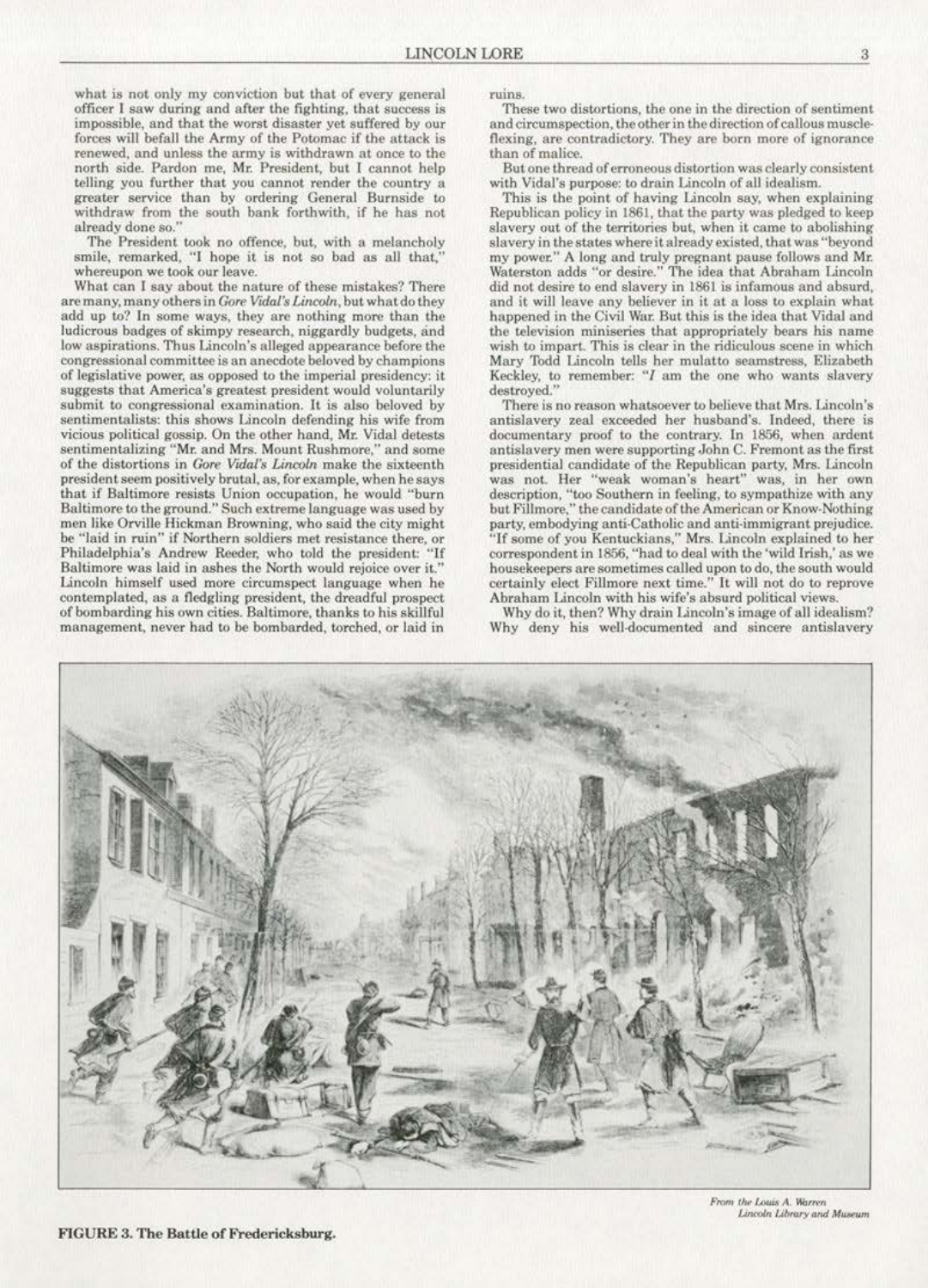what is not only my conviction but that of every general officer I saw during and after the fighting, that success is impossible, and that the worst disaster yet suffered by our forces will befall the Army of the Potomac if the attack is renewed, and unless the army is withdrawn at once to the north side. Pardon me, Mr. President, but I cannot help telling you further that you cannot render the country a greater service than by ordering General Burnside to withdraw from the south bank forthwith, if he has not already done so."

The President took no offence, but, with a melancholy smile, remarked, "I hope it is not so bad as all that," whereupon we took our leave.

What can I say about the nature of these mistakes? There are many, many others in *Gore Vidal's Lincoln*, but what do they add up to? In some ways, they are nothing more than the ludicrous badges of skimpy research, niggardly budgets, and low aspirations. Thus Lincoln's alleged appearance before the congressional committee is an anecdote beloved by champions of legislative power, as opposed to the imperial presidency: it suggests that America's greatest president would voluntarily submit to congressional examination. It is also beloved by sentimentalists: this shows Lincoln defending his wife from vicious political gossip. On the other hand, Mr. Vidal detests sentimentalizing "Mr. and Mrs. Mount Rushmore," and some of the distortions in *Gore Vidal's Lincoln* make the sixteenth president seem positively brutal, as, for example, when he says that if Baltimore resists Union occupation, he would "burn Baltimore to the ground." Such extreme language was used by men like Orville Hickman Browning, who said the city might be "laid in ruin" if Northern soldiers met resistance there, or Philadelphia's Andrew Reeder, who told the president: "If Baltimore was laid in ashes the North would rejoice over it." Lincoln himself used more circumspect language when he contemplated, as a fledgling president, the dreadful prospect of bombarding his own cities. Baltimore, thanks to his skillful management, never had to be bombarded, torched, or laid in ruins.

These two distortions, the one in the direction of sentiment and circumspection, the other in the direction of callous muscle-flexing, are contradictory. They are born more of ignorance than of malice.

But one thread of erroneous distortion was clearly consistent with Vidal's purpose: to drain Lincoln of all idealism.

This is the point of having Lincoln say, when explaining Republican policy in 1861, that the party was pledged to keep slavery out of the territories but, when it came to abolishing slavery in the states where it already existed, that was "beyond my power." A long and truly pregnant pause follows and Mr. Waterston adds "or desire." The idea that Abraham Lincoln did not desire to end slavery in 1861 is infamous and absurd, and it will leave any believer in it at a loss to explain what happened in the Civil War. But this is the idea that Vidal and the television miniseries that appropriately bears his name wish to impart. This is clear in the ridiculous scene in which Mary Todd Lincoln tells her mulatto seamstress, Elizabeth Keckley, to remember: "*I* am the one who wants slavery destroyed."

There is no reason whatsoever to believe that Mrs. Lincoln's antislavery zeal exceeded her husband's. Indeed, there is documentary proof to the contrary. In 1856, when ardent antislavery men were supporting John C. Fremont as the first presidential candidate of the Republican party, Mrs. Lincoln was not. Her "weak woman's heart" was, in her own description, "too Southern in feeling, to sympathize with any but Fillmore," the candidate of the American or Know-Nothing party, embodying anti-Catholic and anti-immigrant prejudice. "If some of you Kentuckians," Mrs. Lincoln explained to her correspondent in 1856, "had to deal with the 'wild Irish,' as we housekeepers are sometimes called upon to do, the south would certainly elect Fillmore next time." It will not do to reprove Abraham Lincoln with his wife's absurd political views.

Why do it, then? Why drain Lincoln's image of all idealism? Why deny his well-documented and sincere antislavery

*From the Louis A. Warren Lincoln Library and Museum*

**FIGURE 3. The Battle of Fredericksburg.**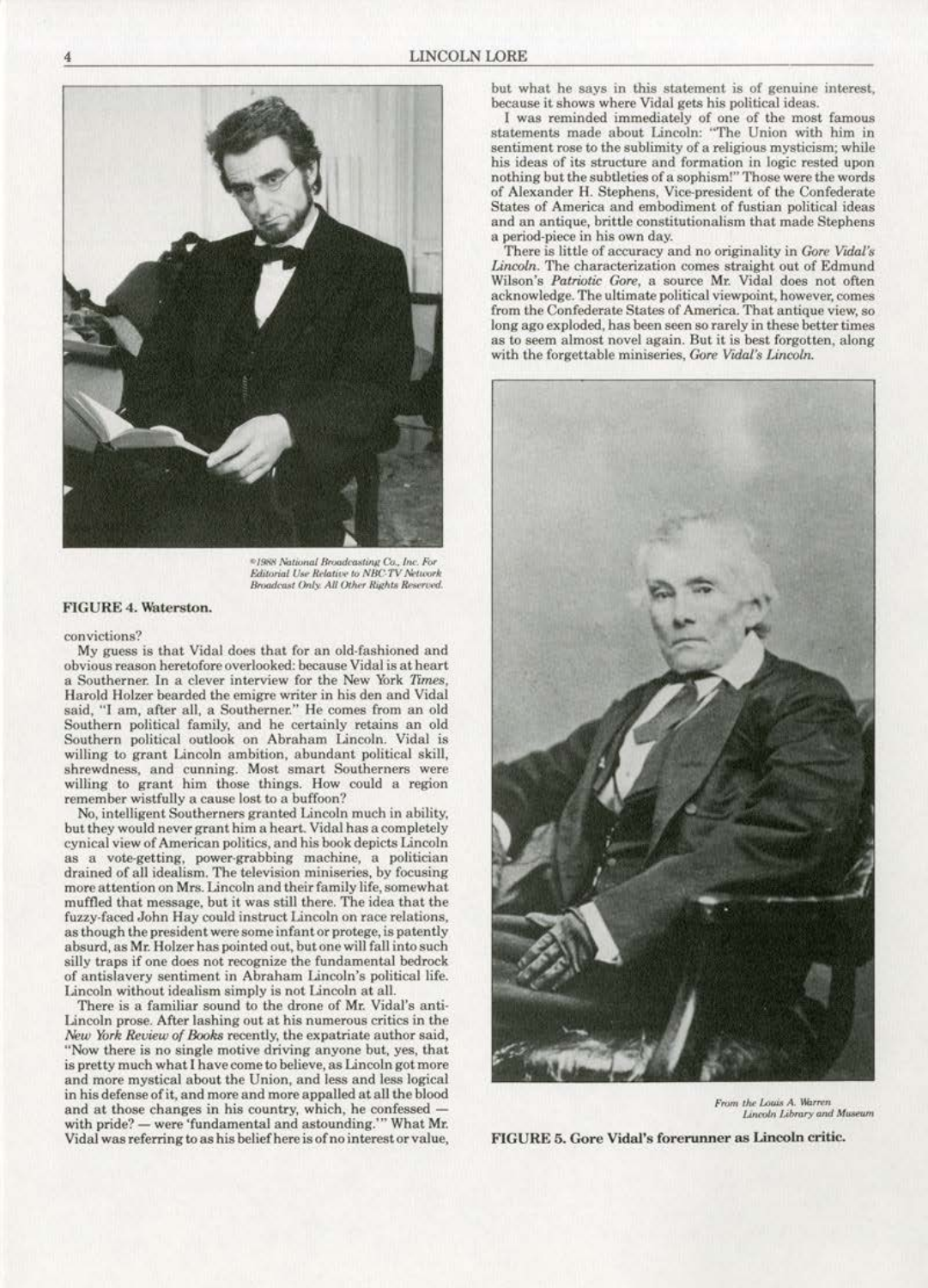©1988 National Broadcasting Co., Inc. For Editorial Use Relative to NBC-TV Network Broadcast Only. All Other Rights Reserved.

**FIGURE 4. Waterston.**

convictions?

My guess is that Vidal does that for an old-fashioned and obvious reason heretofore overlooked: because Vidal is at heart a Southerner. In a clever interview for the New York *Times*, Harold Holzer bearded the emigre writer in his den and Vidal said, "I am, after all, a Southerner." He comes from an old Southern political family, and he certainly retains an old Southern political outlook on Abraham Lincoln. Vidal is willing to grant Lincoln ambition, abundant political skill, shrewdness, and cunning. Most smart Southerners were willing to grant him those things. How could a region remember wistfully a cause lost to a buffoon?

No, intelligent Southerners granted Lincoln much in ability, but they would never grant him a heart. Vidal has a completely cynical view of American politics, and his book depicts Lincoln as a vote-getting, power-grabbing machine, a politician drained of all idealism. The television miniseries, by focusing more attention on Mrs. Lincoln and their family life, somewhat muffled that message, but it was still there. The idea that the fuzzy-faced John Hay could instruct Lincoln on race relations, as though the president were some infant or protege, is patently absurd, as Mr. Holzer has pointed out, but one will fall into such silly traps if one does not recognize the fundamental bedrock of antislavery sentiment in Abraham Lincoln's political life. Lincoln without idealism simply is not Lincoln at all.

There is a familiar sound to the drone of Mr. Vidal's anti-Lincoln prose. After lashing out at his numerous critics in the *New York Review of Books* recently, the expatriate author said, "Now there is no single motive driving anyone but, yes, that is pretty much what I have come to believe, as Lincoln got more and more mystical about the Union, and less and less logical in his defense of it, and more and more appalled at all the blood and at those changes in his country, which, he confessed — with pride? — were 'fundamental and astounding.'" What Mr. Vidal was referring to as his belief here is of no interest or value, but what he says in this statement is of genuine interest, because it shows where Vidal gets his political ideas.

I was reminded immediately of one of the most famous statements made about Lincoln: "The Union with him in sentiment rose to the sublimity of a religious mysticism; while his ideas of its structure and formation in logic rested upon nothing but the subtleties of a sophism!" Those were the words of Alexander H. Stephens, Vice-president of the Confederate States of America and embodiment of fustian political ideas and an antique, brittle constitutionalism that made Stephens a period-piece in his own day.

There is little of accuracy and no originality in *Gore Vidal's Lincoln*. The characterization comes straight out of Edmund Wilson's *Patriotic Gore*, a source Mr. Vidal does not often acknowledge. The ultimate political viewpoint, however, comes from the Confederate States of America. That antique view, so long ago exploded, has been seen so rarely in these better times as to seem almost novel again. But it is best forgotten, along with the forgettable miniseries, *Gore Vidal's Lincoln*.

From the Louis A. Warren Lincoln Library and Museum

**FIGURE 5. Gore Vidal's forerunner as Lincoln critic.**